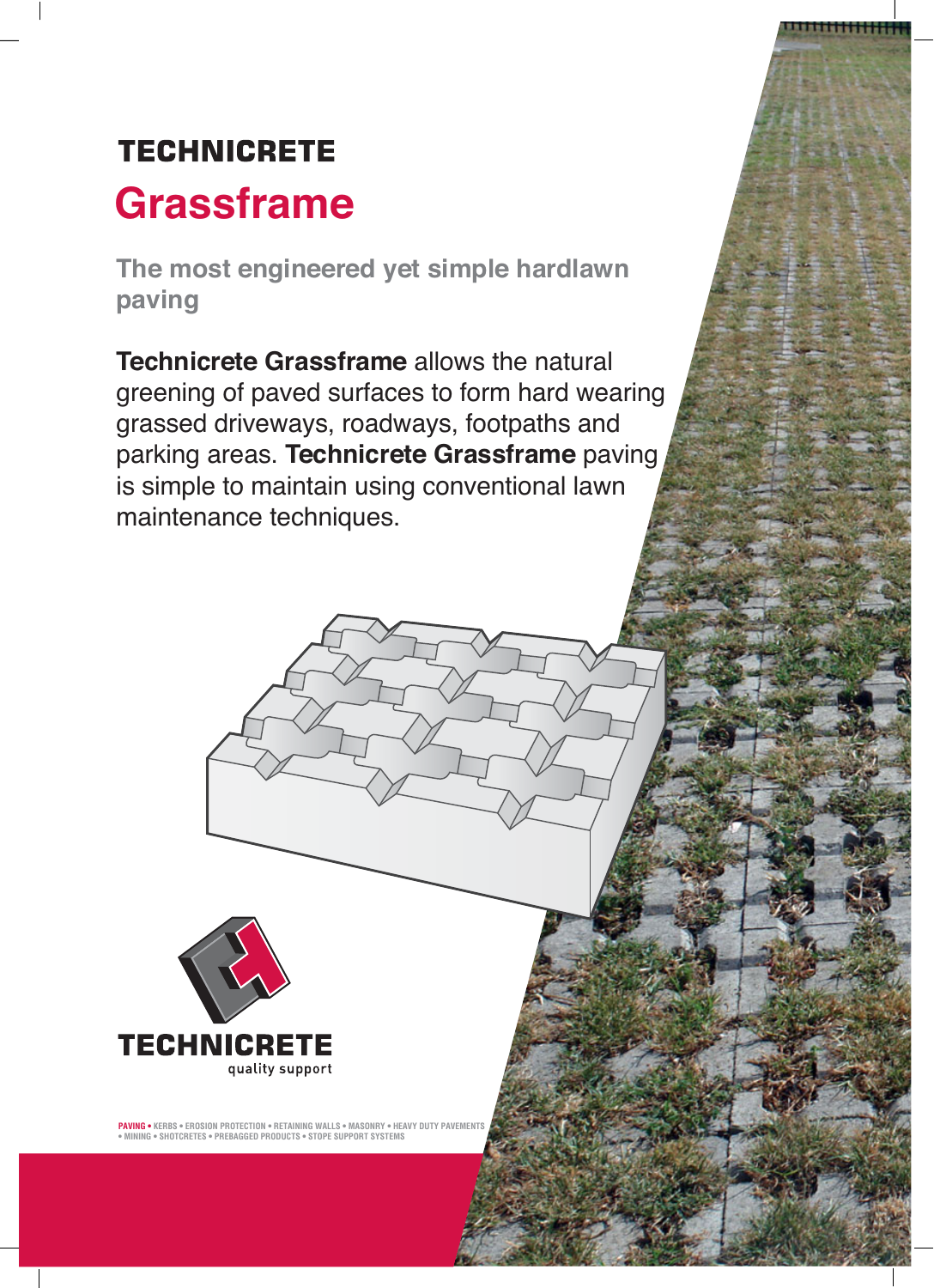**TECHNICRETE**

# Grassframe

## The most engineered yet simple hardlawn paving

**Technicrete Grassframe** allows the natural greening of paved surfaces to form hard wearing grassed driveways, roadways, footpaths and parking areas. **Technicrete Grassframe** paving is simple to maintain using conventional lawn maintenance techniques.

**TECHNICRETE**
quality support

PAVING • KERBS • EROSION PROTECTION • RETAINING WALLS • MASONRY • HEAVY DUTY PAVEMENTS • MINING • SHOTCRETES • PREBAGGED PRODUCTS • STOPE SUPPORT SYSTEMS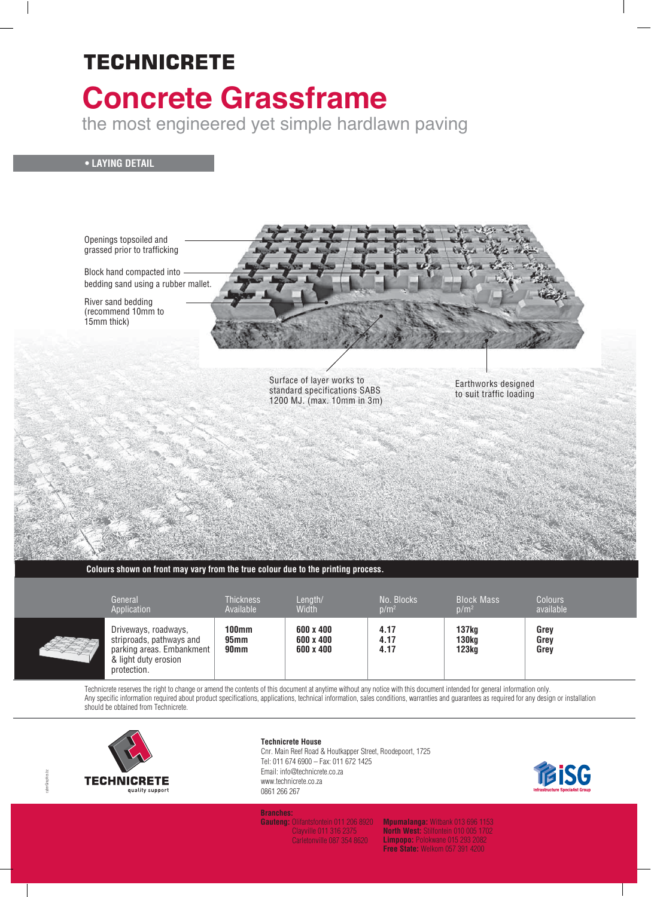# TECHNICRETE

# Concrete Grassframe

the most engineered yet simple hardlawn paving

## • LAYING DETAIL

Openings topsoiled and grassed prior to trafficking

Block hand compacted into bedding sand using a rubber mallet.

River sand bedding (recommend 10mm to 15mm thick)

Surface of layer works to standard specifications SABS 1200 MJ. (max. 10mm in 3m)

Earthworks designed to suit traffic loading

**Colours shown on front may vary from the true colour due to the printing process.**

| General Application | Thickness Available | Length/ Width | No. Blocks p/m² | Block Mass p/m² | Colours available |
|---|---|---|---|---|---|
| Driveways, roadways, striproads, pathways and parking areas. Embankment & light duty erosion protection. | **100mm**<br>**95mm**<br>**90mm** | **600 x 400**<br>**600 x 400**<br>**600 x 400** | **4.17**<br>**4.17**<br>**4.17** | **137kg**<br>**130kg**<br>**123kg** | **Grey**<br>**Grey**<br>**Grey** |

Technicrete reserves the right to change or amend the contents of this document at anytime without any notice with this document intended for general information only. Any specific information required about product specifications, applications, technical information, sales conditions, warranties and guarantees as required for any design or installation should be obtained from Technicrete.

TECHNICRETE quality support

**Technicrete House**
Cnr. Main Reef Road & Houtkapper Street, Roodepoort, 1725
Tel: 011 674 6900 – Fax: 011 672 1425
Email: info@technicrete.co.za
www.technicrete.co.za
0861 266 267

iSG Infrastructure Specialist Group

**Branches:**
**Gauteng:** Olifantsfontein 011 206 8920
Clayville 011 316 2375
Carletonville 087 354 8620
**Mpumalanga:** Witbank 013 696 1153
**North West:** Stilfontein 010 005 1702
**Limpopo:** Polokwane 015 293 2082
**Free State:** Welkom 057 391 4200